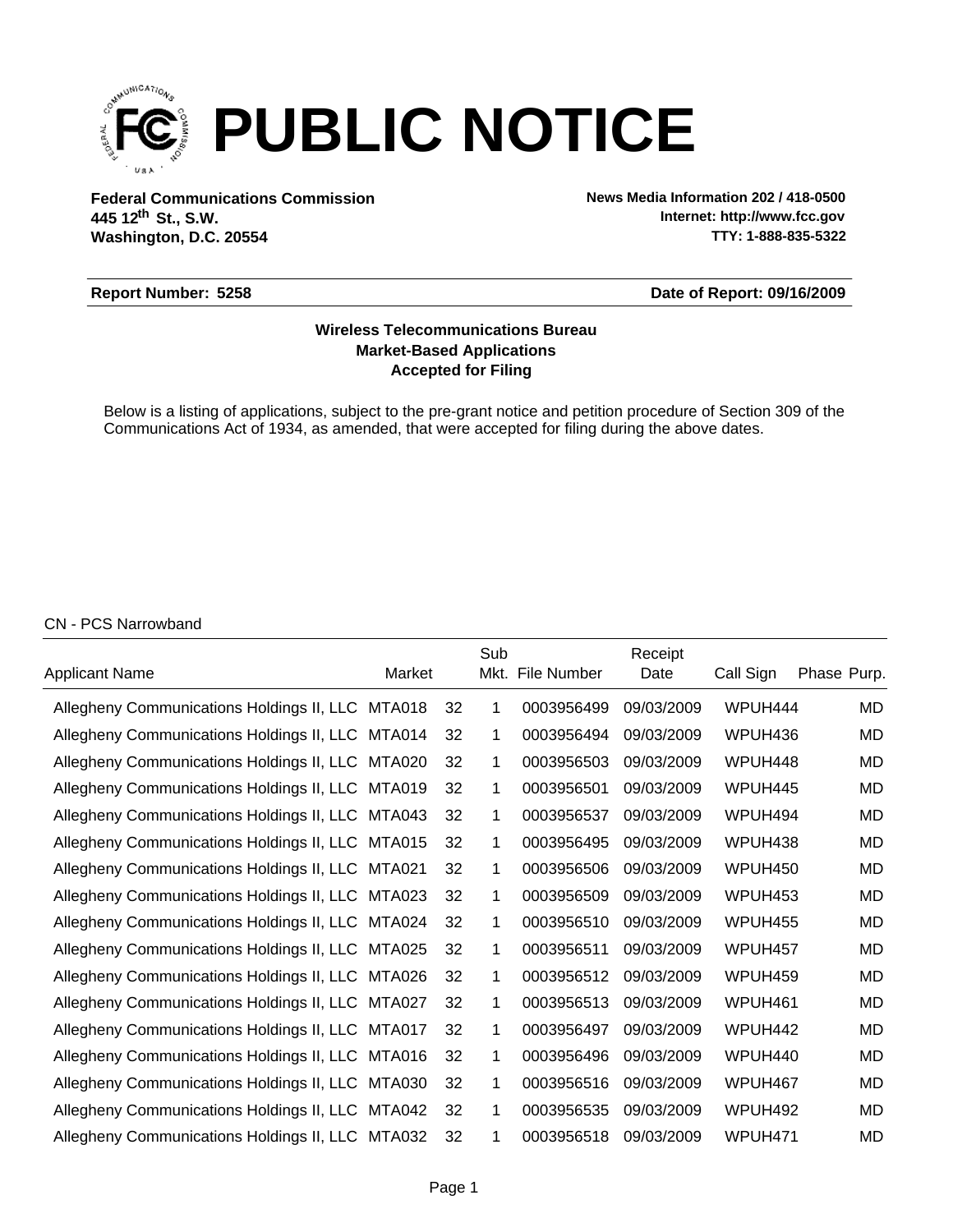# PUBLIC NOTICE

**Federal Communications Commission**
**445 12th St., S.W.**
**Washington, D.C. 20554**

**News Media Information 202 / 418-0500**
**Internet: http://www.fcc.gov**
**TTY: 1-888-835-5322**

**Report Number: 5258** | **Date of Report: 09/16/2009**

**Wireless Telecommunications Bureau**
**Market-Based Applications**
**Accepted for Filing**

Below is a listing of applications, subject to the pre-grant notice and petition procedure of Section 309 of the Communications Act of 1934, as amended, that were accepted for filing during the above dates.

CN - PCS Narrowband

| Applicant Name | Market | | Sub Mkt. | File Number | Receipt Date | Call Sign | Phase | Purp. |
|---|---|---|---|---|---|---|---|---|
| Allegheny Communications Holdings II, LLC | MTA018 | 32 | 1 | 0003956499 | 09/03/2009 | WPUH444 | | MD |
| Allegheny Communications Holdings II, LLC | MTA014 | 32 | 1 | 0003956494 | 09/03/2009 | WPUH436 | | MD |
| Allegheny Communications Holdings II, LLC | MTA020 | 32 | 1 | 0003956503 | 09/03/2009 | WPUH448 | | MD |
| Allegheny Communications Holdings II, LLC | MTA019 | 32 | 1 | 0003956501 | 09/03/2009 | WPUH445 | | MD |
| Allegheny Communications Holdings II, LLC | MTA043 | 32 | 1 | 0003956537 | 09/03/2009 | WPUH494 | | MD |
| Allegheny Communications Holdings II, LLC | MTA015 | 32 | 1 | 0003956495 | 09/03/2009 | WPUH438 | | MD |
| Allegheny Communications Holdings II, LLC | MTA021 | 32 | 1 | 0003956506 | 09/03/2009 | WPUH450 | | MD |
| Allegheny Communications Holdings II, LLC | MTA023 | 32 | 1 | 0003956509 | 09/03/2009 | WPUH453 | | MD |
| Allegheny Communications Holdings II, LLC | MTA024 | 32 | 1 | 0003956510 | 09/03/2009 | WPUH455 | | MD |
| Allegheny Communications Holdings II, LLC | MTA025 | 32 | 1 | 0003956511 | 09/03/2009 | WPUH457 | | MD |
| Allegheny Communications Holdings II, LLC | MTA026 | 32 | 1 | 0003956512 | 09/03/2009 | WPUH459 | | MD |
| Allegheny Communications Holdings II, LLC | MTA027 | 32 | 1 | 0003956513 | 09/03/2009 | WPUH461 | | MD |
| Allegheny Communications Holdings II, LLC | MTA017 | 32 | 1 | 0003956497 | 09/03/2009 | WPUH442 | | MD |
| Allegheny Communications Holdings II, LLC | MTA016 | 32 | 1 | 0003956496 | 09/03/2009 | WPUH440 | | MD |
| Allegheny Communications Holdings II, LLC | MTA030 | 32 | 1 | 0003956516 | 09/03/2009 | WPUH467 | | MD |
| Allegheny Communications Holdings II, LLC | MTA042 | 32 | 1 | 0003956535 | 09/03/2009 | WPUH492 | | MD |
| Allegheny Communications Holdings II, LLC | MTA032 | 32 | 1 | 0003956518 | 09/03/2009 | WPUH471 | | MD |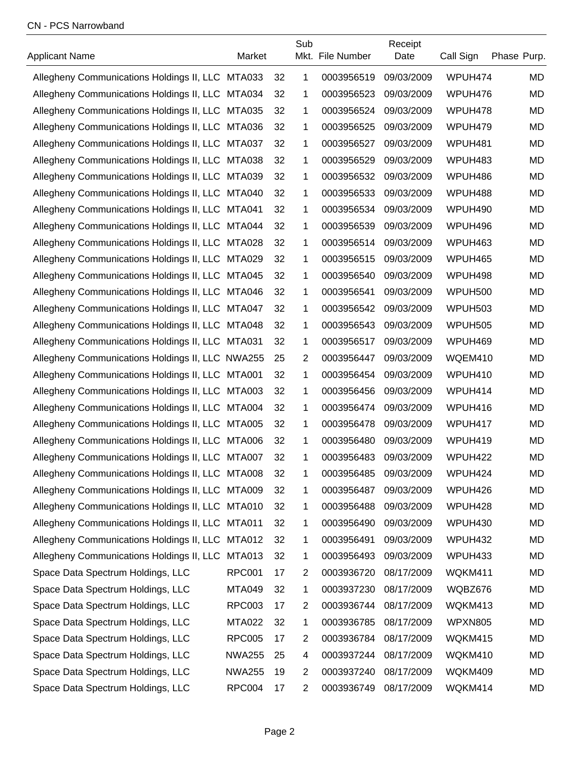CN - PCS Narrowband

| Applicant Name | Market | | Sub Mkt. | File Number | Receipt Date | Call Sign | Phase | Purp. |
|---|---|---|---|---|---|---|---|---|
| Allegheny Communications Holdings II, LLC | MTA033 | 32 | 1 | 0003956519 | 09/03/2009 | WPUH474 | | MD |
| Allegheny Communications Holdings II, LLC | MTA034 | 32 | 1 | 0003956523 | 09/03/2009 | WPUH476 | | MD |
| Allegheny Communications Holdings II, LLC | MTA035 | 32 | 1 | 0003956524 | 09/03/2009 | WPUH478 | | MD |
| Allegheny Communications Holdings II, LLC | MTA036 | 32 | 1 | 0003956525 | 09/03/2009 | WPUH479 | | MD |
| Allegheny Communications Holdings II, LLC | MTA037 | 32 | 1 | 0003956527 | 09/03/2009 | WPUH481 | | MD |
| Allegheny Communications Holdings II, LLC | MTA038 | 32 | 1 | 0003956529 | 09/03/2009 | WPUH483 | | MD |
| Allegheny Communications Holdings II, LLC | MTA039 | 32 | 1 | 0003956532 | 09/03/2009 | WPUH486 | | MD |
| Allegheny Communications Holdings II, LLC | MTA040 | 32 | 1 | 0003956533 | 09/03/2009 | WPUH488 | | MD |
| Allegheny Communications Holdings II, LLC | MTA041 | 32 | 1 | 0003956534 | 09/03/2009 | WPUH490 | | MD |
| Allegheny Communications Holdings II, LLC | MTA044 | 32 | 1 | 0003956539 | 09/03/2009 | WPUH496 | | MD |
| Allegheny Communications Holdings II, LLC | MTA028 | 32 | 1 | 0003956514 | 09/03/2009 | WPUH463 | | MD |
| Allegheny Communications Holdings II, LLC | MTA029 | 32 | 1 | 0003956515 | 09/03/2009 | WPUH465 | | MD |
| Allegheny Communications Holdings II, LLC | MTA045 | 32 | 1 | 0003956540 | 09/03/2009 | WPUH498 | | MD |
| Allegheny Communications Holdings II, LLC | MTA046 | 32 | 1 | 0003956541 | 09/03/2009 | WPUH500 | | MD |
| Allegheny Communications Holdings II, LLC | MTA047 | 32 | 1 | 0003956542 | 09/03/2009 | WPUH503 | | MD |
| Allegheny Communications Holdings II, LLC | MTA048 | 32 | 1 | 0003956543 | 09/03/2009 | WPUH505 | | MD |
| Allegheny Communications Holdings II, LLC | MTA031 | 32 | 1 | 0003956517 | 09/03/2009 | WPUH469 | | MD |
| Allegheny Communications Holdings II, LLC | NWA255 | 25 | 2 | 0003956447 | 09/03/2009 | WQEM410 | | MD |
| Allegheny Communications Holdings II, LLC | MTA001 | 32 | 1 | 0003956454 | 09/03/2009 | WPUH410 | | MD |
| Allegheny Communications Holdings II, LLC | MTA003 | 32 | 1 | 0003956456 | 09/03/2009 | WPUH414 | | MD |
| Allegheny Communications Holdings II, LLC | MTA004 | 32 | 1 | 0003956474 | 09/03/2009 | WPUH416 | | MD |
| Allegheny Communications Holdings II, LLC | MTA005 | 32 | 1 | 0003956478 | 09/03/2009 | WPUH417 | | MD |
| Allegheny Communications Holdings II, LLC | MTA006 | 32 | 1 | 0003956480 | 09/03/2009 | WPUH419 | | MD |
| Allegheny Communications Holdings II, LLC | MTA007 | 32 | 1 | 0003956483 | 09/03/2009 | WPUH422 | | MD |
| Allegheny Communications Holdings II, LLC | MTA008 | 32 | 1 | 0003956485 | 09/03/2009 | WPUH424 | | MD |
| Allegheny Communications Holdings II, LLC | MTA009 | 32 | 1 | 0003956487 | 09/03/2009 | WPUH426 | | MD |
| Allegheny Communications Holdings II, LLC | MTA010 | 32 | 1 | 0003956488 | 09/03/2009 | WPUH428 | | MD |
| Allegheny Communications Holdings II, LLC | MTA011 | 32 | 1 | 0003956490 | 09/03/2009 | WPUH430 | | MD |
| Allegheny Communications Holdings II, LLC | MTA012 | 32 | 1 | 0003956491 | 09/03/2009 | WPUH432 | | MD |
| Allegheny Communications Holdings II, LLC | MTA013 | 32 | 1 | 0003956493 | 09/03/2009 | WPUH433 | | MD |
| Space Data Spectrum Holdings, LLC | RPC001 | 17 | 2 | 0003936720 | 08/17/2009 | WQKM411 | | MD |
| Space Data Spectrum Holdings, LLC | MTA049 | 32 | 1 | 0003937230 | 08/17/2009 | WQBZ676 | | MD |
| Space Data Spectrum Holdings, LLC | RPC003 | 17 | 2 | 0003936744 | 08/17/2009 | WQKM413 | | MD |
| Space Data Spectrum Holdings, LLC | MTA022 | 32 | 1 | 0003936785 | 08/17/2009 | WPXN805 | | MD |
| Space Data Spectrum Holdings, LLC | RPC005 | 17 | 2 | 0003936784 | 08/17/2009 | WQKM415 | | MD |
| Space Data Spectrum Holdings, LLC | NWA255 | 25 | 4 | 0003937244 | 08/17/2009 | WQKM410 | | MD |
| Space Data Spectrum Holdings, LLC | NWA255 | 19 | 2 | 0003937240 | 08/17/2009 | WQKM409 | | MD |
| Space Data Spectrum Holdings, LLC | RPC004 | 17 | 2 | 0003936749 | 08/17/2009 | WQKM414 | | MD |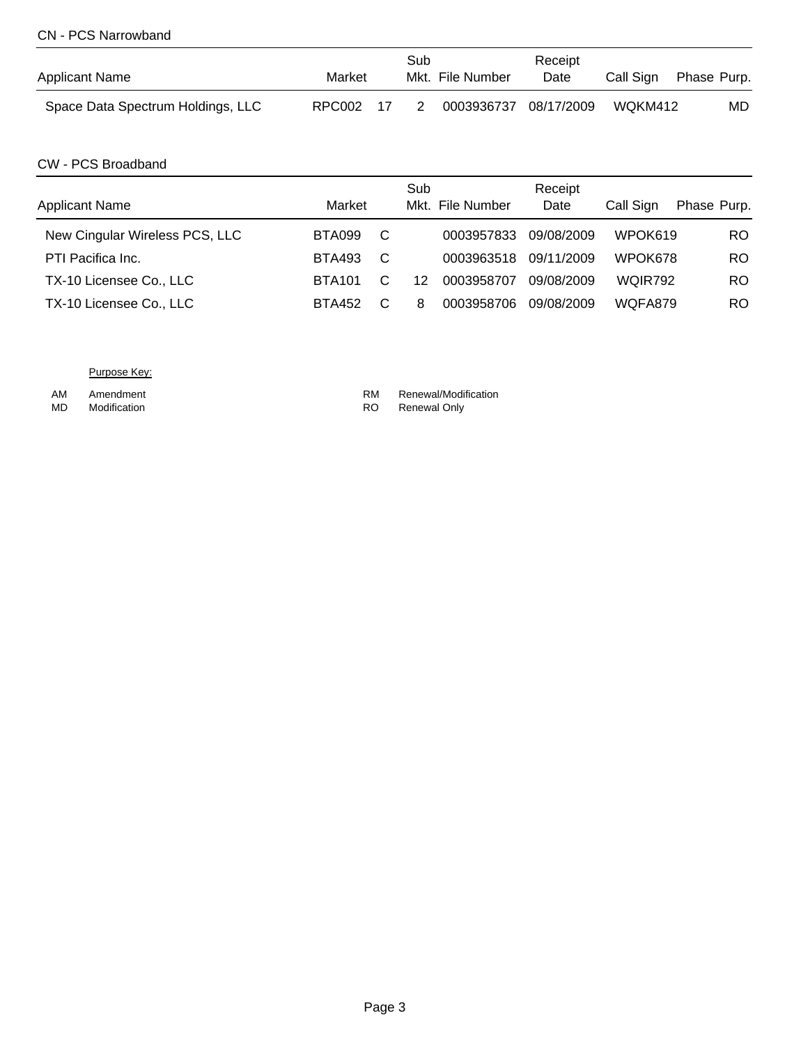CN - PCS Narrowband

| Applicant Name | Market | | Sub Mkt. | File Number | Receipt Date | Call Sign | Phase | Purp. |
|---|---|---|---|---|---|---|---|---|
| Space Data Spectrum Holdings, LLC | RPC002 | 17 | 2 | 0003936737 | 08/17/2009 | WQKM412 | | MD |

CW - PCS Broadband

| Applicant Name | Market | | Sub Mkt. | File Number | Receipt Date | Call Sign | Phase | Purp. |
|---|---|---|---|---|---|---|---|---|
| New Cingular Wireless PCS, LLC | BTA099 | C | | 0003957833 | 09/08/2009 | WPOK619 | | RO |
| PTI Pacifica Inc. | BTA493 | C | | 0003963518 | 09/11/2009 | WPOK678 | | RO |
| TX-10 Licensee Co., LLC | BTA101 | C | 12 | 0003958707 | 09/08/2009 | WQIR792 | | RO |
| TX-10 Licensee Co., LLC | BTA452 | C | 8 | 0003958706 | 09/08/2009 | WQFA879 | | RO |

Purpose Key:

| | | | |
|---|---|---|---|
| AM | Amendment | RM | Renewal/Modification |
| MD | Modification | RO | Renewal Only |